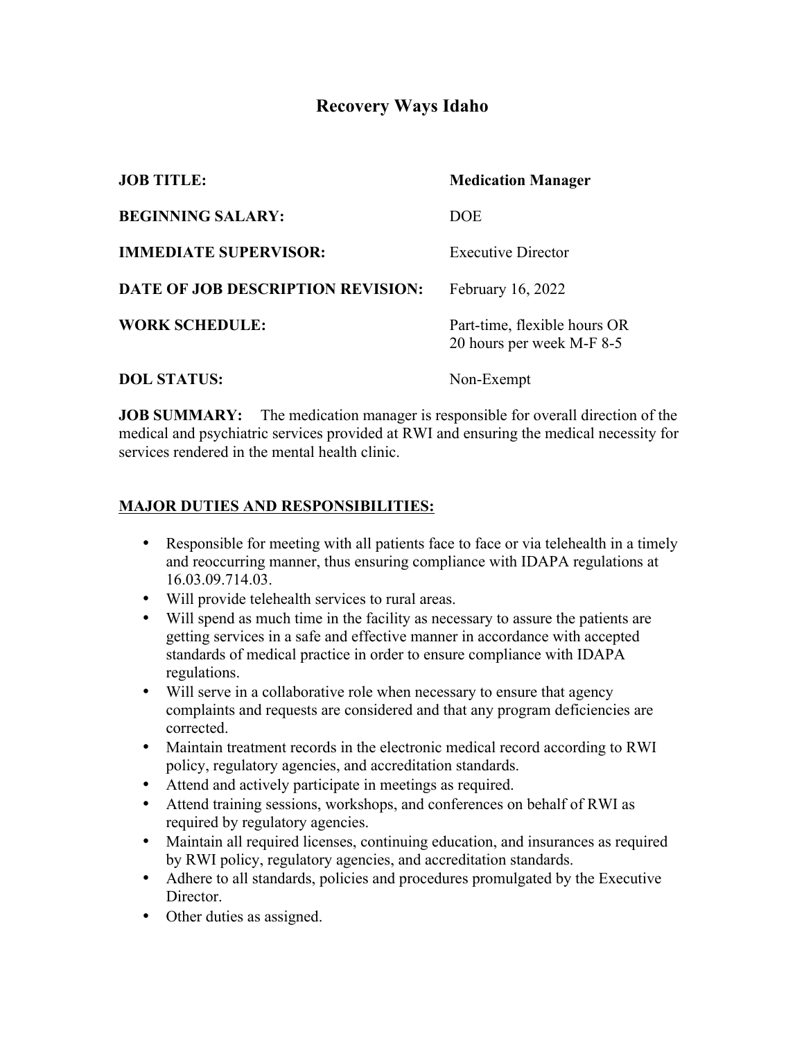# Recovery Ways Idaho

| | |
|---|---|
| **JOB TITLE:** | **Medication Manager** |
| **BEGINNING SALARY:** | DOE |
| **IMMEDIATE SUPERVISOR:** | Executive Director |
| **DATE OF JOB DESCRIPTION REVISION:** | February 16, 2022 |
| **WORK SCHEDULE:** | Part-time, flexible hours OR 20 hours per week M-F 8-5 |
| **DOL STATUS:** | Non-Exempt |

**JOB SUMMARY:** The medication manager is responsible for overall direction of the medical and psychiatric services provided at RWI and ensuring the medical necessity for services rendered in the mental health clinic.

## MAJOR DUTIES AND RESPONSIBILITIES:

- Responsible for meeting with all patients face to face or via telehealth in a timely and reoccurring manner, thus ensuring compliance with IDAPA regulations at 16.03.09.714.03.
- Will provide telehealth services to rural areas.
- Will spend as much time in the facility as necessary to assure the patients are getting services in a safe and effective manner in accordance with accepted standards of medical practice in order to ensure compliance with IDAPA regulations.
- Will serve in a collaborative role when necessary to ensure that agency complaints and requests are considered and that any program deficiencies are corrected.
- Maintain treatment records in the electronic medical record according to RWI policy, regulatory agencies, and accreditation standards.
- Attend and actively participate in meetings as required.
- Attend training sessions, workshops, and conferences on behalf of RWI as required by regulatory agencies.
- Maintain all required licenses, continuing education, and insurances as required by RWI policy, regulatory agencies, and accreditation standards.
- Adhere to all standards, policies and procedures promulgated by the Executive Director.
- Other duties as assigned.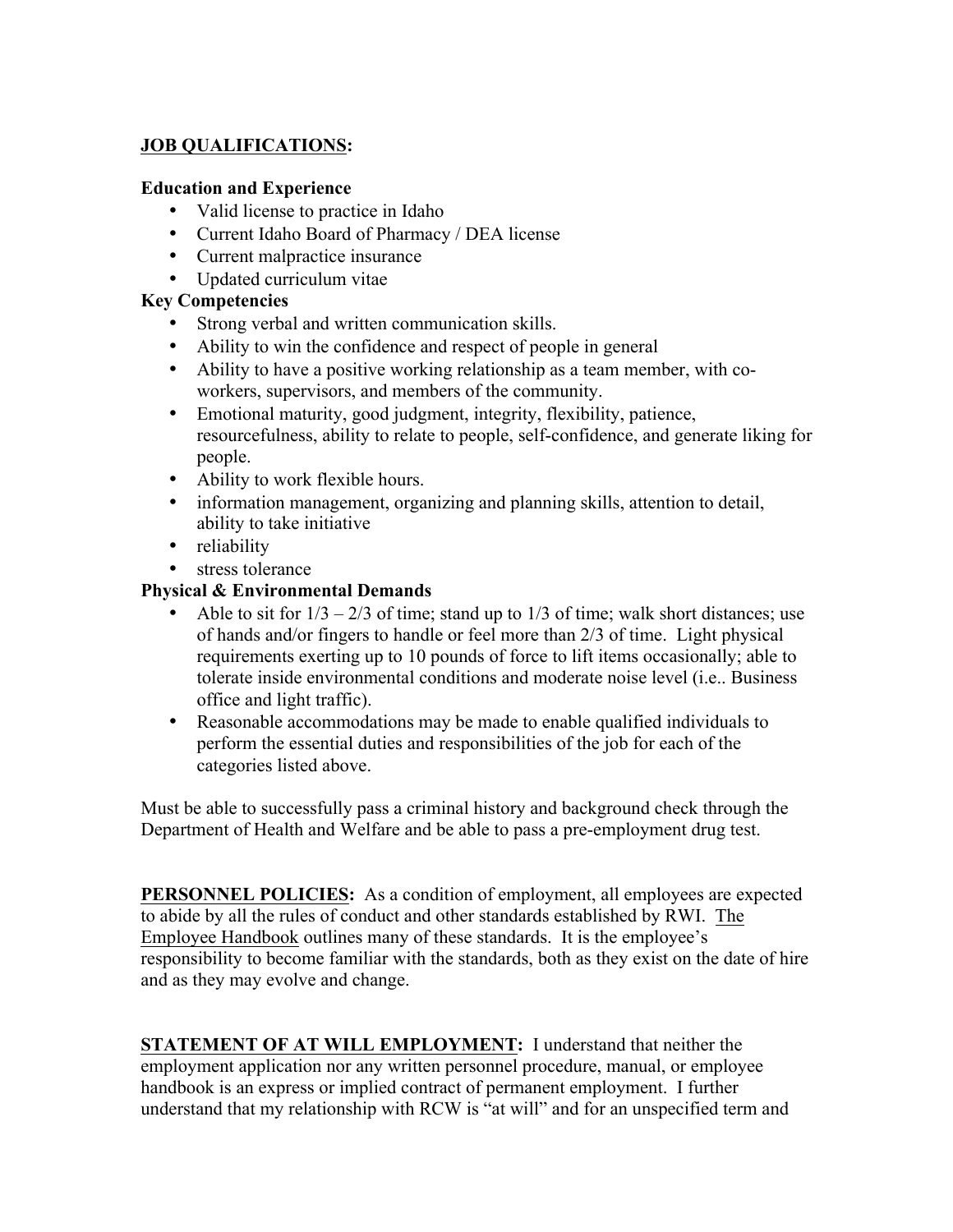**<u>JOB QUALIFICATIONS</u>:**

**Education and Experience**

- Valid license to practice in Idaho
- Current Idaho Board of Pharmacy / DEA license
- Current malpractice insurance
- Updated curriculum vitae

**Key Competencies**

- Strong verbal and written communication skills.
- Ability to win the confidence and respect of people in general
- Ability to have a positive working relationship as a team member, with co-workers, supervisors, and members of the community.
- Emotional maturity, good judgment, integrity, flexibility, patience, resourcefulness, ability to relate to people, self-confidence, and generate liking for people.
- Ability to work flexible hours.
- information management, organizing and planning skills, attention to detail, ability to take initiative
- reliability
- stress tolerance

**Physical & Environmental Demands**

- Able to sit for 1/3 – 2/3 of time; stand up to 1/3 of time; walk short distances; use of hands and/or fingers to handle or feel more than 2/3 of time. Light physical requirements exerting up to 10 pounds of force to lift items occasionally; able to tolerate inside environmental conditions and moderate noise level (i.e.. Business office and light traffic).
- Reasonable accommodations may be made to enable qualified individuals to perform the essential duties and responsibilities of the job for each of the categories listed above.

Must be able to successfully pass a criminal history and background check through the Department of Health and Welfare and be able to pass a pre-employment drug test.

**<u>PERSONNEL POLICIES</u>:** As a condition of employment, all employees are expected to abide by all the rules of conduct and other standards established by RWI. <u>The Employee Handbook</u> outlines many of these standards. It is the employee's responsibility to become familiar with the standards, both as they exist on the date of hire and as they may evolve and change.

**<u>STATEMENT OF AT WILL EMPLOYMENT</u>:** I understand that neither the employment application nor any written personnel procedure, manual, or employee handbook is an express or implied contract of permanent employment. I further understand that my relationship with RCW is "at will" and for an unspecified term and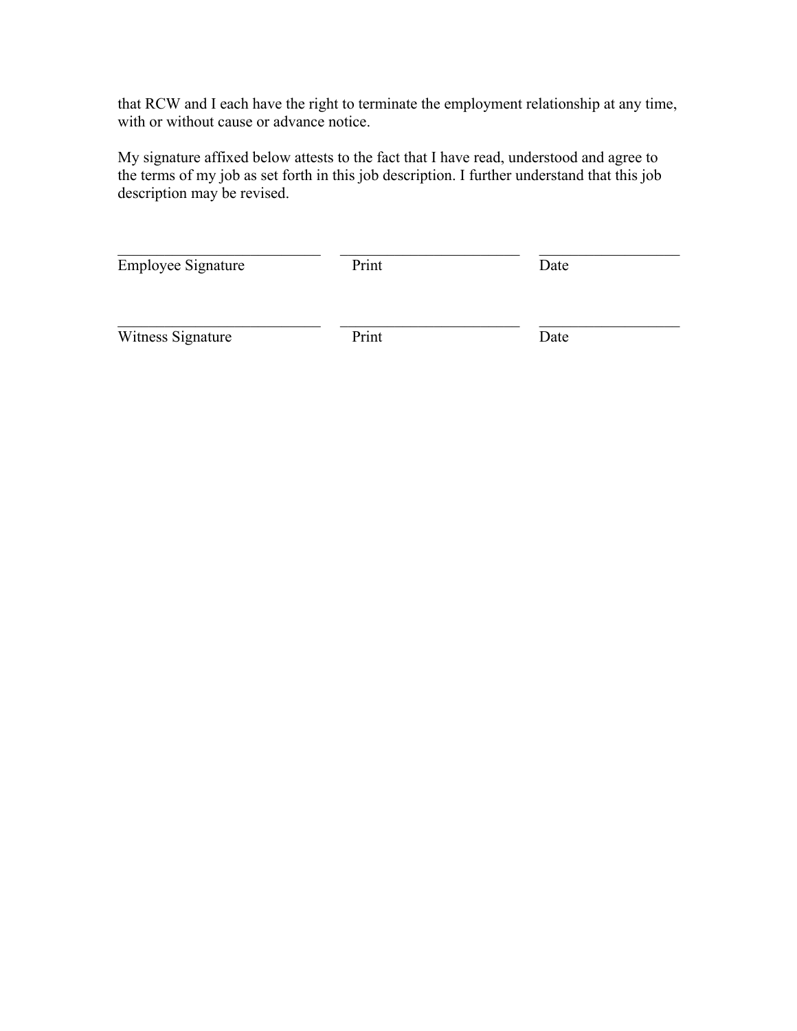that RCW and I each have the right to terminate the employment relationship at any time, with or without cause or advance notice.

My signature affixed below attests to the fact that I have read, understood and agree to the terms of my job as set forth in this job description. I further understand that this job description may be revised.

| | | |
|---|---|---|
| ______________________________ | ______________________________ | ____________________ |
| Employee Signature | Print | Date |
| ______________________________ | ______________________________ | ____________________ |
| Witness Signature | Print | Date |